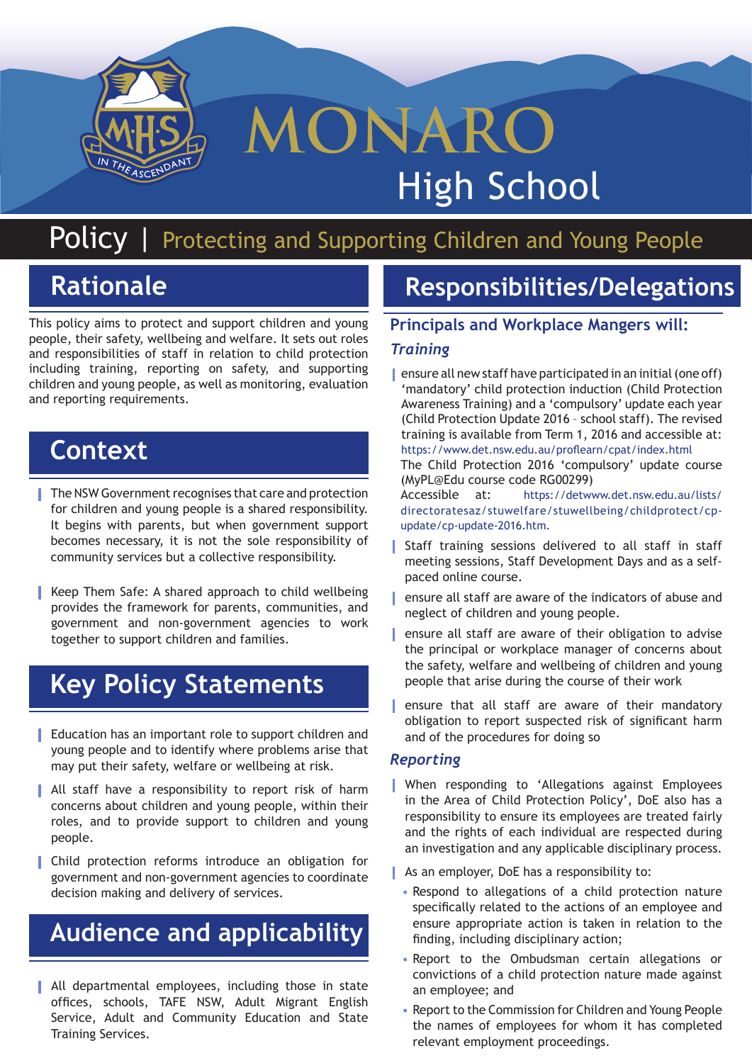# MONARO High School

## Policy | Protecting and Supporting Children and Young People

## Rationale

This policy aims to protect and support children and young people, their safety, wellbeing and welfare. It sets out roles and responsibilities of staff in relation to child protection including training, reporting on safety, and supporting children and young people, as well as monitoring, evaluation and reporting requirements.

## Context

- The NSW Government recognises that care and protection for children and young people is a shared responsibility. It begins with parents, but when government support becomes necessary, it is not the sole responsibility of community services but a collective responsibility.
- Keep Them Safe: A shared approach to child wellbeing provides the framework for parents, communities, and government and non-government agencies to work together to support children and families.

## Key Policy Statements

- Education has an important role to support children and young people and to identify where problems arise that may put their safety, welfare or wellbeing at risk.
- All staff have a responsibility to report risk of harm concerns about children and young people, within their roles, and to provide support to children and young people.
- Child protection reforms introduce an obligation for government and non-government agencies to coordinate decision making and delivery of services.

## Audience and applicability

- All departmental employees, including those in state offices, schools, TAFE NSW, Adult Migrant English Service, Adult and Community Education and State Training Services.

## Responsibilities/Delegations

### Principals and Workplace Mangers will:

#### *Training*

- ensure all new staff have participated in an initial (one off) 'mandatory' child protection induction (Child Protection Awareness Training) and a 'compulsory' update each year (Child Protection Update 2016 – school staff). The revised training is available from Term 1, 2016 and accessible at: https://www.det.nsw.edu.au/proflearn/cpat/index.html
  The Child Protection 2016 'compulsory' update course (MyPL@Edu course code RG00299)
  Accessible at: https://detwww.det.nsw.edu.au/lists/directoratesaz/stuwelfare/stuwellbeing/childprotect/cp-update/cp-update-2016.htm.
- Staff training sessions delivered to all staff in staff meeting sessions, Staff Development Days and as a self-paced online course.
- ensure all staff are aware of the indicators of abuse and neglect of children and young people.
- ensure all staff are aware of their obligation to advise the principal or workplace manager of concerns about the safety, welfare and wellbeing of children and young people that arise during the course of their work
- ensure that all staff are aware of their mandatory obligation to report suspected risk of significant harm and of the procedures for doing so

#### *Reporting*

- When responding to 'Allegations against Employees in the Area of Child Protection Policy', DoE also has a responsibility to ensure its employees are treated fairly and the rights of each individual are respected during an investigation and any applicable disciplinary process.
- As an employer, DoE has a responsibility to:
  - Respond to allegations of a child protection nature specifically related to the actions of an employee and ensure appropriate action is taken in relation to the finding, including disciplinary action;
  - Report to the Ombudsman certain allegations or convictions of a child protection nature made against an employee; and
  - Report to the Commission for Children and Young People the names of employees for whom it has completed relevant employment proceedings.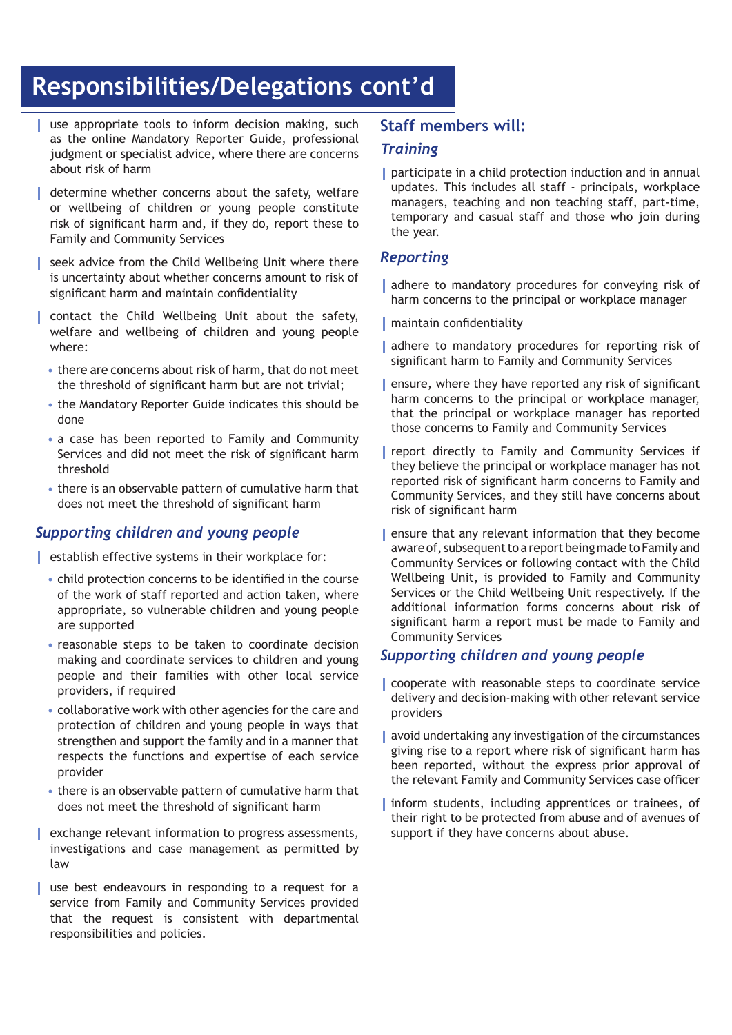# Responsibilities/Delegations cont'd

- use appropriate tools to inform decision making, such as the online Mandatory Reporter Guide, professional judgment or specialist advice, where there are concerns about risk of harm
- determine whether concerns about the safety, welfare or wellbeing of children or young people constitute risk of significant harm and, if they do, report these to Family and Community Services
- seek advice from the Child Wellbeing Unit where there is uncertainty about whether concerns amount to risk of significant harm and maintain confidentiality
- contact the Child Wellbeing Unit about the safety, welfare and wellbeing of children and young people where:
  - there are concerns about risk of harm, that do not meet the threshold of significant harm but are not trivial;
  - the Mandatory Reporter Guide indicates this should be done
  - a case has been reported to Family and Community Services and did not meet the risk of significant harm threshold
  - there is an observable pattern of cumulative harm that does not meet the threshold of significant harm

### *Supporting children and young people*

- establish effective systems in their workplace for:
  - child protection concerns to be identified in the course of the work of staff reported and action taken, where appropriate, so vulnerable children and young people are supported
  - reasonable steps to be taken to coordinate decision making and coordinate services to children and young people and their families with other local service providers, if required
  - collaborative work with other agencies for the care and protection of children and young people in ways that strengthen and support the family and in a manner that respects the functions and expertise of each service provider
  - there is an observable pattern of cumulative harm that does not meet the threshold of significant harm
- exchange relevant information to progress assessments, investigations and case management as permitted by law
- use best endeavours in responding to a request for a service from Family and Community Services provided that the request is consistent with departmental responsibilities and policies.

## Staff members will:

### *Training*

- participate in a child protection induction and in annual updates. This includes all staff - principals, workplace managers, teaching and non teaching staff, part-time, temporary and casual staff and those who join during the year.

### *Reporting*

- adhere to mandatory procedures for conveying risk of harm concerns to the principal or workplace manager
- maintain confidentiality
- adhere to mandatory procedures for reporting risk of significant harm to Family and Community Services
- ensure, where they have reported any risk of significant harm concerns to the principal or workplace manager, that the principal or workplace manager has reported those concerns to Family and Community Services
- report directly to Family and Community Services if they believe the principal or workplace manager has not reported risk of significant harm concerns to Family and Community Services, and they still have concerns about risk of significant harm
- ensure that any relevant information that they become aware of, subsequent to a report being made to Family and Community Services or following contact with the Child Wellbeing Unit, is provided to Family and Community Services or the Child Wellbeing Unit respectively. If the additional information forms concerns about risk of significant harm a report must be made to Family and Community Services

### *Supporting children and young people*

- cooperate with reasonable steps to coordinate service delivery and decision-making with other relevant service providers
- avoid undertaking any investigation of the circumstances giving rise to a report where risk of significant harm has been reported, without the express prior approval of the relevant Family and Community Services case officer
- inform students, including apprentices or trainees, of their right to be protected from abuse and of avenues of support if they have concerns about abuse.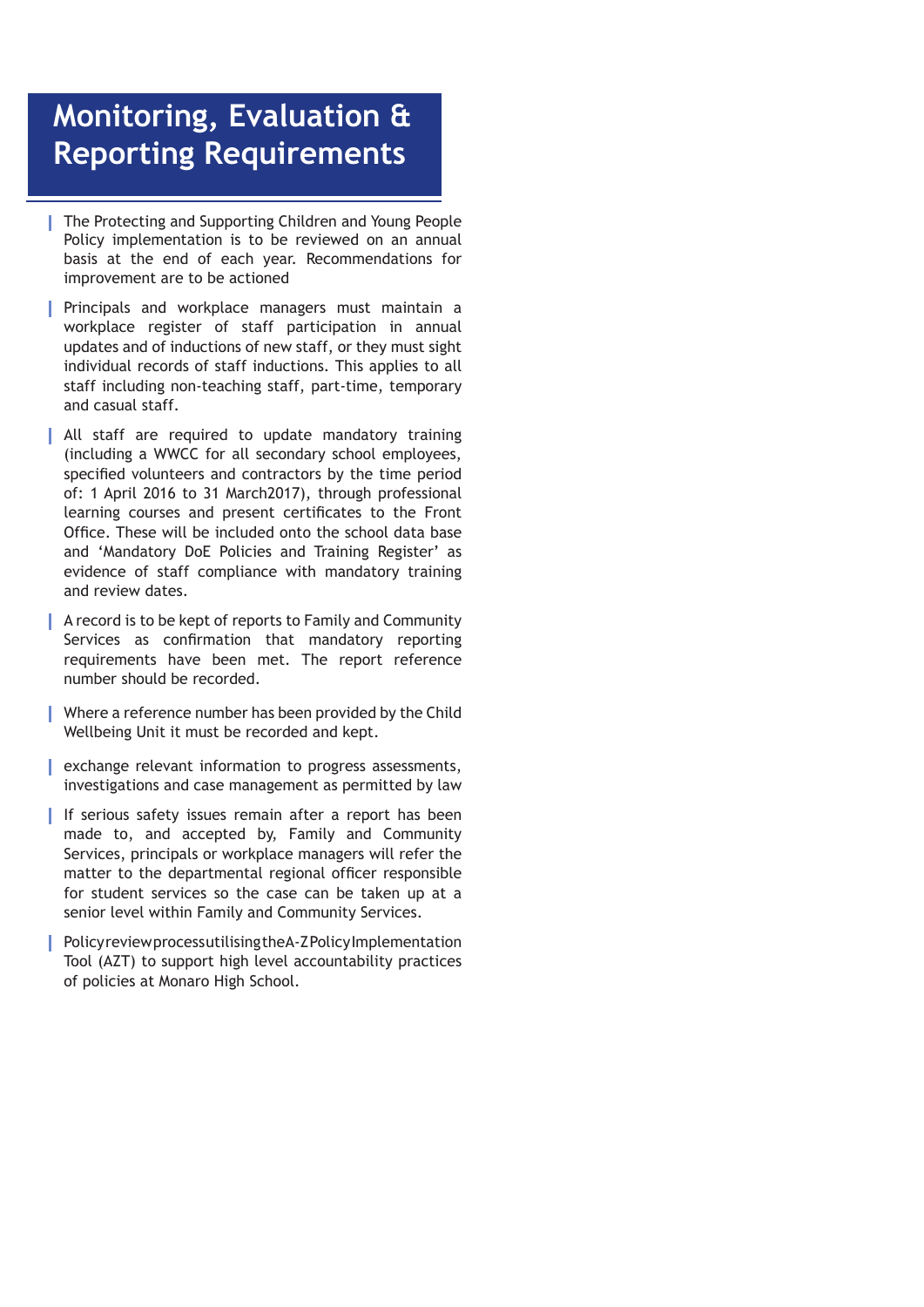## Monitoring, Evaluation & Reporting Requirements

- The Protecting and Supporting Children and Young People Policy implementation is to be reviewed on an annual basis at the end of each year. Recommendations for improvement are to be actioned
- Principals and workplace managers must maintain a workplace register of staff participation in annual updates and of inductions of new staff, or they must sight individual records of staff inductions. This applies to all staff including non-teaching staff, part-time, temporary and casual staff.
- All staff are required to update mandatory training (including a WWCC for all secondary school employees, specified volunteers and contractors by the time period of: 1 April 2016 to 31 March2017), through professional learning courses and present certificates to the Front Office. These will be included onto the school data base and 'Mandatory DoE Policies and Training Register' as evidence of staff compliance with mandatory training and review dates.
- A record is to be kept of reports to Family and Community Services as confirmation that mandatory reporting requirements have been met. The report reference number should be recorded.
- Where a reference number has been provided by the Child Wellbeing Unit it must be recorded and kept.
- exchange relevant information to progress assessments, investigations and case management as permitted by law
- If serious safety issues remain after a report has been made to, and accepted by, Family and Community Services, principals or workplace managers will refer the matter to the departmental regional officer responsible for student services so the case can be taken up at a senior level within Family and Community Services.
- Policy review process utilising the A-Z Policy Implementation Tool (AZT) to support high level accountability practices of policies at Monaro High School.